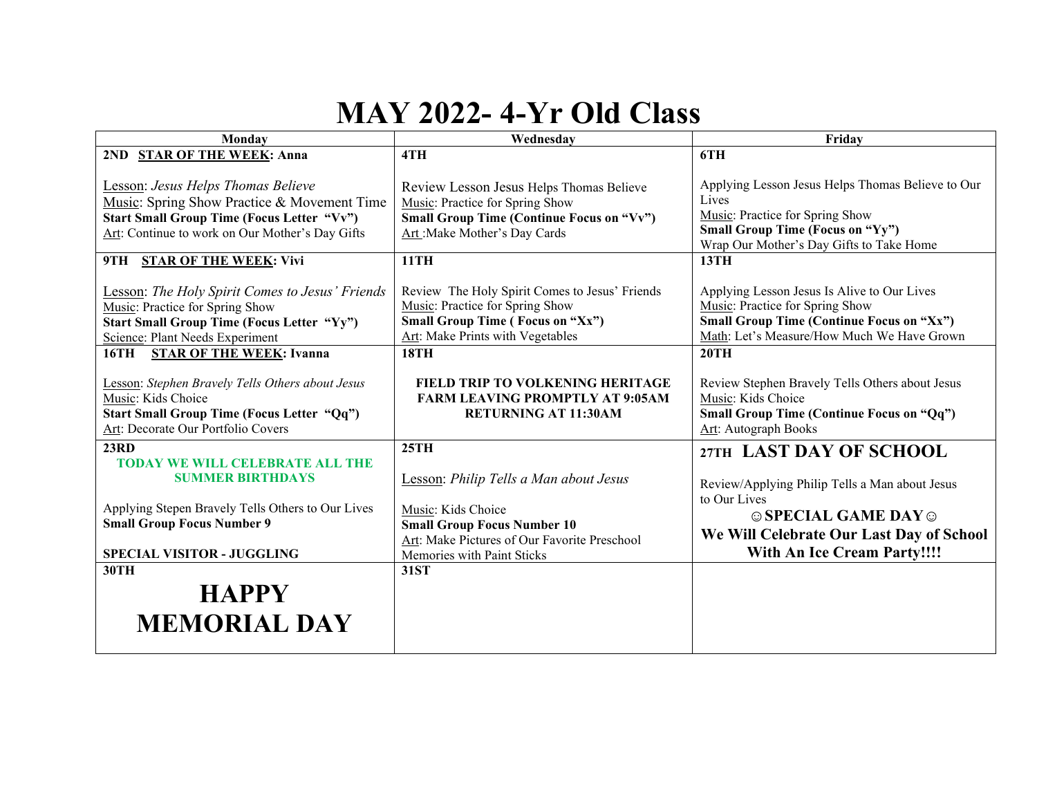# MAY 2022- 4-Yr Old Class

| Monday | Wednesday | Friday |
|---|---|---|
| **2ND** **STAR OF THE WEEK: Anna**<br><br>Lesson: *Jesus Helps Thomas Believe*<br>Music: Spring Show Practice & Movement Time<br>**Start Small Group Time (Focus Letter "Vv")**<br>Art: Continue to work on Our Mother's Day Gifts | **4TH**<br><br>Review Lesson Jesus Helps Thomas Believe<br>Music: Practice for Spring Show<br>**Small Group Time (Continue Focus on "Vv")**<br>Art :Make Mother's Day Cards | **6TH**<br><br>Applying Lesson Jesus Helps Thomas Believe to Our Lives<br>Music: Practice for Spring Show<br>**Small Group Time (Focus on "Yy")**<br>Wrap Our Mother's Day Gifts to Take Home |
| **9TH** **STAR OF THE WEEK: Vivi**<br><br>Lesson: *The Holy Spirit Comes to Jesus' Friends*<br>Music: Practice for Spring Show<br>**Start Small Group Time (Focus Letter "Yy")**<br>Science: Plant Needs Experiment | **11TH**<br><br>Review The Holy Spirit Comes to Jesus' Friends<br>Music: Practice for Spring Show<br>**Small Group Time ( Focus on "Xx")**<br>Art: Make Prints with Vegetables | **13TH**<br><br>Applying Lesson Jesus Is Alive to Our Lives<br>Music: Practice for Spring Show<br>**Small Group Time (Continue Focus on "Xx")**<br>Math: Let's Measure/How Much We Have Grown |
| **16TH** **STAR OF THE WEEK: Ivanna**<br><br>Lesson: *Stephen Bravely Tells Others about Jesus*<br>Music: Kids Choice<br>**Start Small Group Time (Focus Letter "Qq")**<br>Art: Decorate Our Portfolio Covers | **18TH**<br><br>**FIELD TRIP TO VOLKENING HERITAGE FARM LEAVING PROMPTLY AT 9:05AM RETURNING AT 11:30AM** | **20TH**<br><br>Review Stephen Bravely Tells Others about Jesus<br>Music: Kids Choice<br>**Small Group Time (Continue Focus on "Qq")**<br>Art: Autograph Books |
| **23RD**<br>**TODAY WE WILL CELEBRATE ALL THE SUMMER BIRTHDAYS**<br><br>Applying Stepen Bravely Tells Others to Our Lives<br>**Small Group Focus Number 9**<br><br>**SPECIAL VISITOR - JUGGLING** | **25TH**<br><br>Lesson: *Philip Tells a Man about Jesus*<br><br>Music: Kids Choice<br>**Small Group Focus Number 10**<br>Art: Make Pictures of Our Favorite Preschool Memories with Paint Sticks | **27TH** **LAST DAY OF SCHOOL**<br><br>Review/Applying Philip Tells a Man about Jesus to Our Lives<br>**☺SPECIAL GAME DAY☺**<br>**We Will Celebrate Our Last Day of School With An Ice Cream Party!!!!** |
| **30TH**<br>**HAPPY MEMORIAL DAY** | **31ST** | |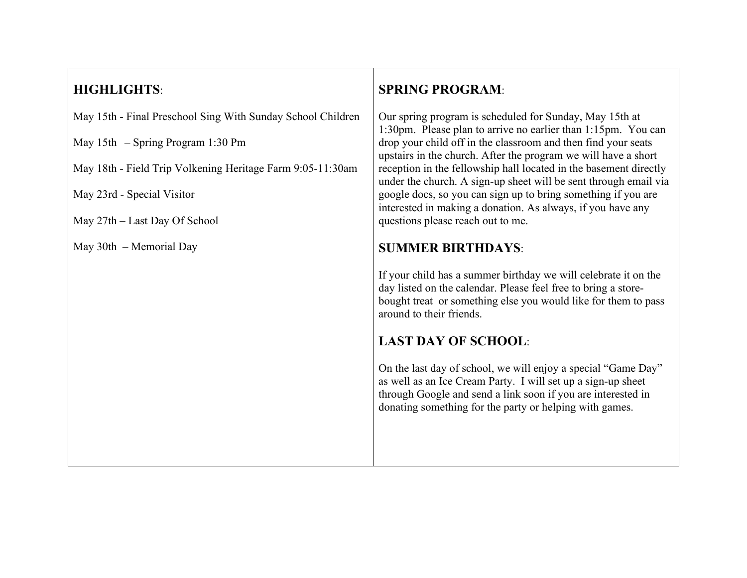## **HIGHLIGHTS**:

May 15th - Final Preschool Sing With Sunday School Children

May 15th – Spring Program 1:30 Pm

May 18th - Field Trip Volkening Heritage Farm 9:05-11:30am

May 23rd - Special Visitor

May 27th – Last Day Of School

May 30th – Memorial Day

## **SPRING PROGRAM**:

Our spring program is scheduled for Sunday, May 15th at 1:30pm. Please plan to arrive no earlier than 1:15pm. You can drop your child off in the classroom and then find your seats upstairs in the church. After the program we will have a short reception in the fellowship hall located in the basement directly under the church. A sign-up sheet will be sent through email via google docs, so you can sign up to bring something if you are interested in making a donation. As always, if you have any questions please reach out to me.

## **SUMMER BIRTHDAYS**:

If your child has a summer birthday we will celebrate it on the day listed on the calendar. Please feel free to bring a store-bought treat or something else you would like for them to pass around to their friends.

## **LAST DAY OF SCHOOL**:

On the last day of school, we will enjoy a special "Game Day" as well as an Ice Cream Party. I will set up a sign-up sheet through Google and send a link soon if you are interested in donating something for the party or helping with games.